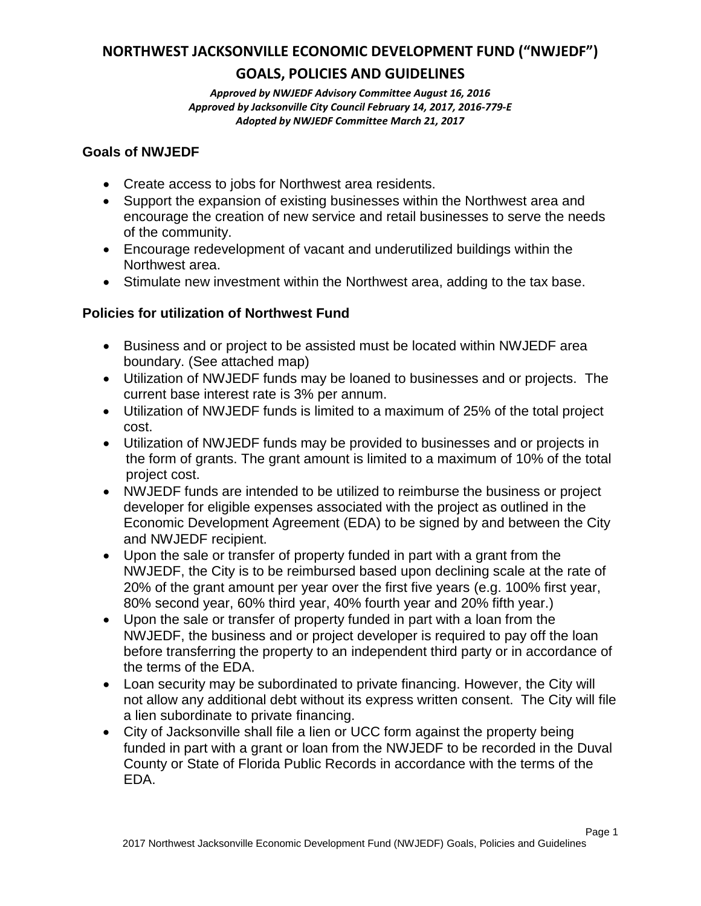# NORTHWEST JACKSONVILLE ECONOMIC DEVELOPMENT FUND ("NWJEDF")

# GOALS, POLICIES AND GUIDELINES

***Approved by NWJEDF Advisory Committee August 16, 2016***
***Approved by Jacksonville City Council February 14, 2017, 2016-779-E***
***Adopted by NWJEDF Committee March 21, 2017***

## Goals of NWJEDF

- Create access to jobs for Northwest area residents.
- Support the expansion of existing businesses within the Northwest area and encourage the creation of new service and retail businesses to serve the needs of the community.
- Encourage redevelopment of vacant and underutilized buildings within the Northwest area.
- Stimulate new investment within the Northwest area, adding to the tax base.

## Policies for utilization of Northwest Fund

- Business and or project to be assisted must be located within NWJEDF area boundary. (See attached map)
- Utilization of NWJEDF funds may be loaned to businesses and or projects. The current base interest rate is 3% per annum.
- Utilization of NWJEDF funds is limited to a maximum of 25% of the total project cost.
- Utilization of NWJEDF funds may be provided to businesses and or projects in the form of grants. The grant amount is limited to a maximum of 10% of the total project cost.
- NWJEDF funds are intended to be utilized to reimburse the business or project developer for eligible expenses associated with the project as outlined in the Economic Development Agreement (EDA) to be signed by and between the City and NWJEDF recipient.
- Upon the sale or transfer of property funded in part with a grant from the NWJEDF, the City is to be reimbursed based upon declining scale at the rate of 20% of the grant amount per year over the first five years (e.g. 100% first year, 80% second year, 60% third year, 40% fourth year and 20% fifth year.)
- Upon the sale or transfer of property funded in part with a loan from the NWJEDF, the business and or project developer is required to pay off the loan before transferring the property to an independent third party or in accordance of the terms of the EDA.
- Loan security may be subordinated to private financing. However, the City will not allow any additional debt without its express written consent. The City will file a lien subordinate to private financing.
- City of Jacksonville shall file a lien or UCC form against the property being funded in part with a grant or loan from the NWJEDF to be recorded in the Duval County or State of Florida Public Records in accordance with the terms of the EDA.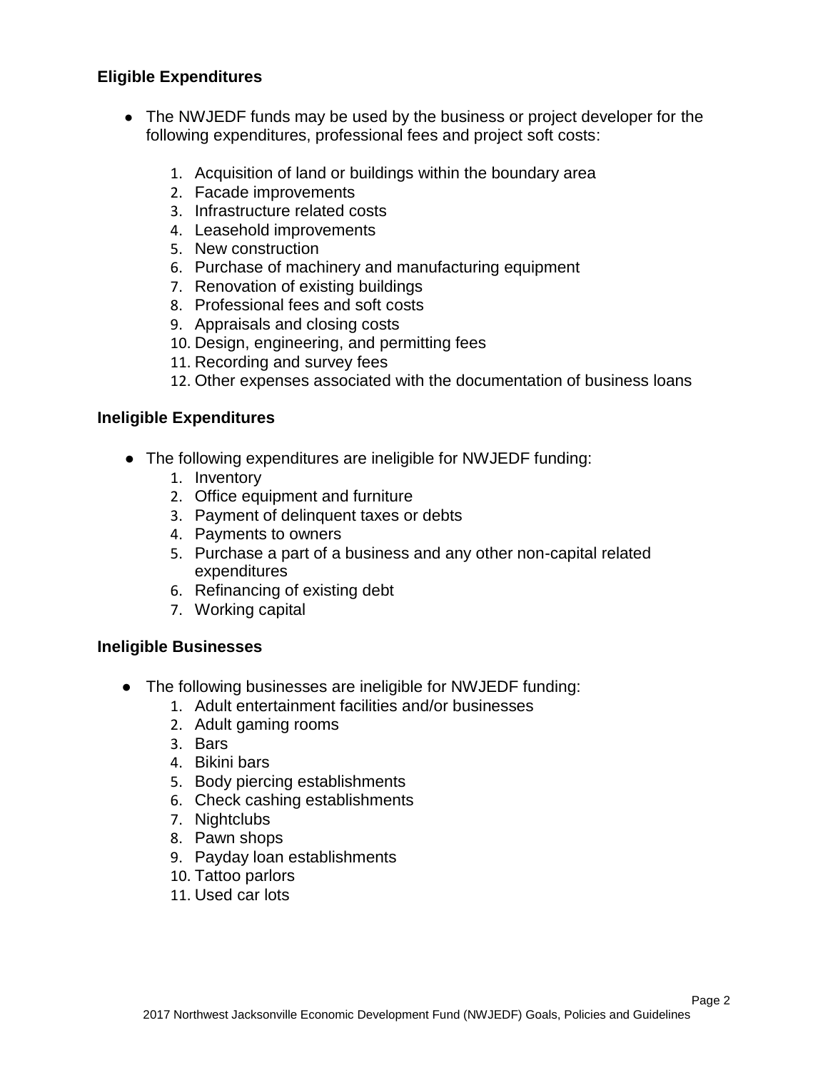### Eligible Expenditures

- The NWJEDF funds may be used by the business or project developer for the following expenditures, professional fees and project soft costs:

    1. Acquisition of land or buildings within the boundary area
    2. Facade improvements
    3. Infrastructure related costs
    4. Leasehold improvements
    5. New construction
    6. Purchase of machinery and manufacturing equipment
    7. Renovation of existing buildings
    8. Professional fees and soft costs
    9. Appraisals and closing costs
    10. Design, engineering, and permitting fees
    11. Recording and survey fees
    12. Other expenses associated with the documentation of business loans

### Ineligible Expenditures

- The following expenditures are ineligible for NWJEDF funding:
    1. Inventory
    2. Office equipment and furniture
    3. Payment of delinquent taxes or debts
    4. Payments to owners
    5. Purchase a part of a business and any other non-capital related expenditures
    6. Refinancing of existing debt
    7. Working capital

### Ineligible Businesses

- The following businesses are ineligible for NWJEDF funding:
    1. Adult entertainment facilities and/or businesses
    2. Adult gaming rooms
    3. Bars
    4. Bikini bars
    5. Body piercing establishments
    6. Check cashing establishments
    7. Nightclubs
    8. Pawn shops
    9. Payday loan establishments
    10. Tattoo parlors
    11. Used car lots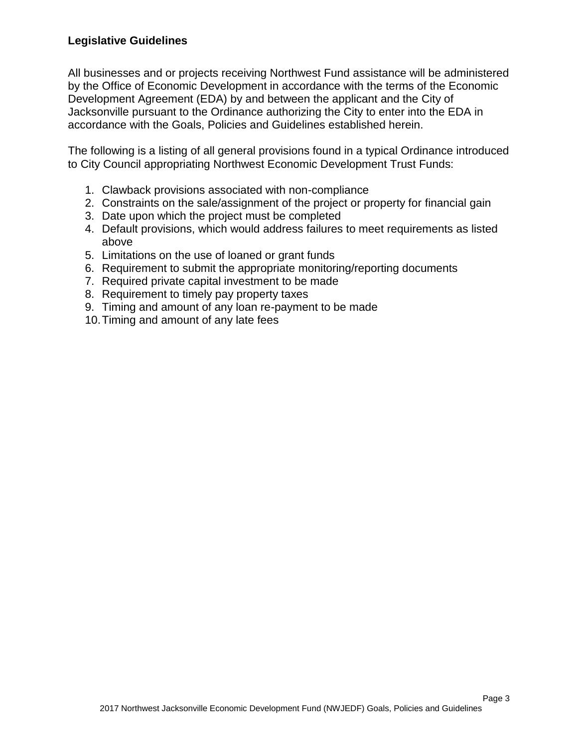### Legislative Guidelines

All businesses and or projects receiving Northwest Fund assistance will be administered by the Office of Economic Development in accordance with the terms of the Economic Development Agreement (EDA) by and between the applicant and the City of Jacksonville pursuant to the Ordinance authorizing the City to enter into the EDA in accordance with the Goals, Policies and Guidelines established herein.

The following is a listing of all general provisions found in a typical Ordinance introduced to City Council appropriating Northwest Economic Development Trust Funds:

1. Clawback provisions associated with non-compliance
2. Constraints on the sale/assignment of the project or property for financial gain
3. Date upon which the project must be completed
4. Default provisions, which would address failures to meet requirements as listed above
5. Limitations on the use of loaned or grant funds
6. Requirement to submit the appropriate monitoring/reporting documents
7. Required private capital investment to be made
8. Requirement to timely pay property taxes
9. Timing and amount of any loan re-payment to be made
10. Timing and amount of any late fees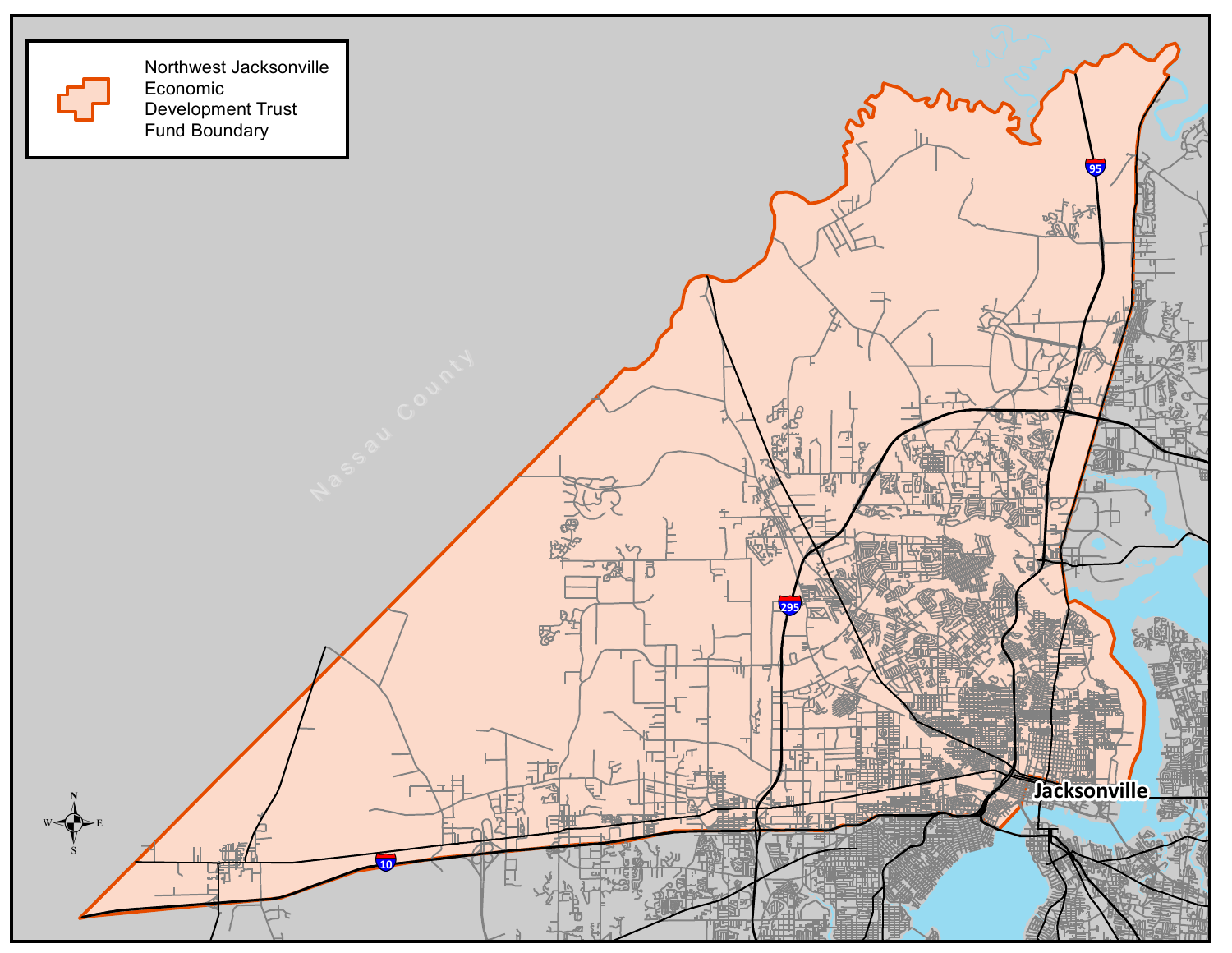Northwest Jacksonville Economic Development Trust Fund Boundary

Nassau County

95

295

10

Jacksonville

N

W

E

S